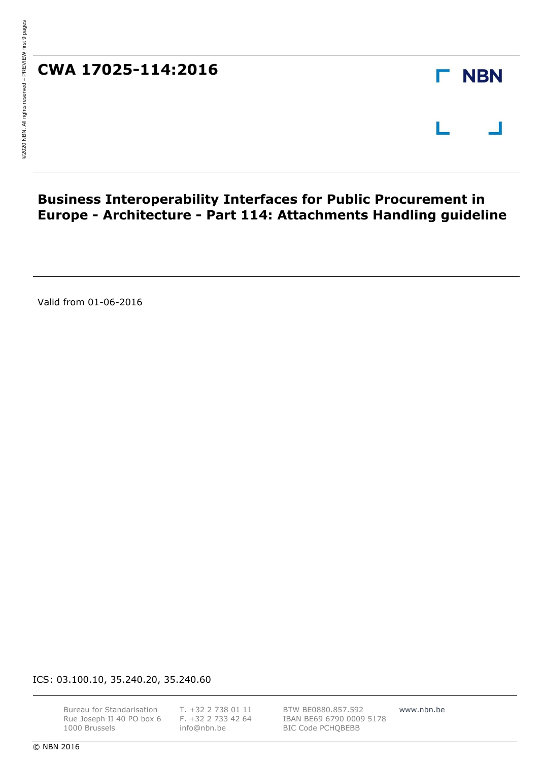# CWA 17025-114:2016

NBN

## Business Interoperability Interfaces for Public Procurement in Europe - Architecture - Part 114: Attachments Handling guideline

Valid from 01-06-2016

ICS: 03.100.10, 35.240.20, 35.240.60

Bureau for Standarisation
Rue Joseph II 40 PO box 6
1000 Brussels

T. +32 2 738 01 11
F. +32 2 733 42 64
info@nbn.be

BTW BE0880.857.592
IBAN BE69 6790 0009 5178
BIC Code PCHQBEBB

www.nbn.be

© NBN 2016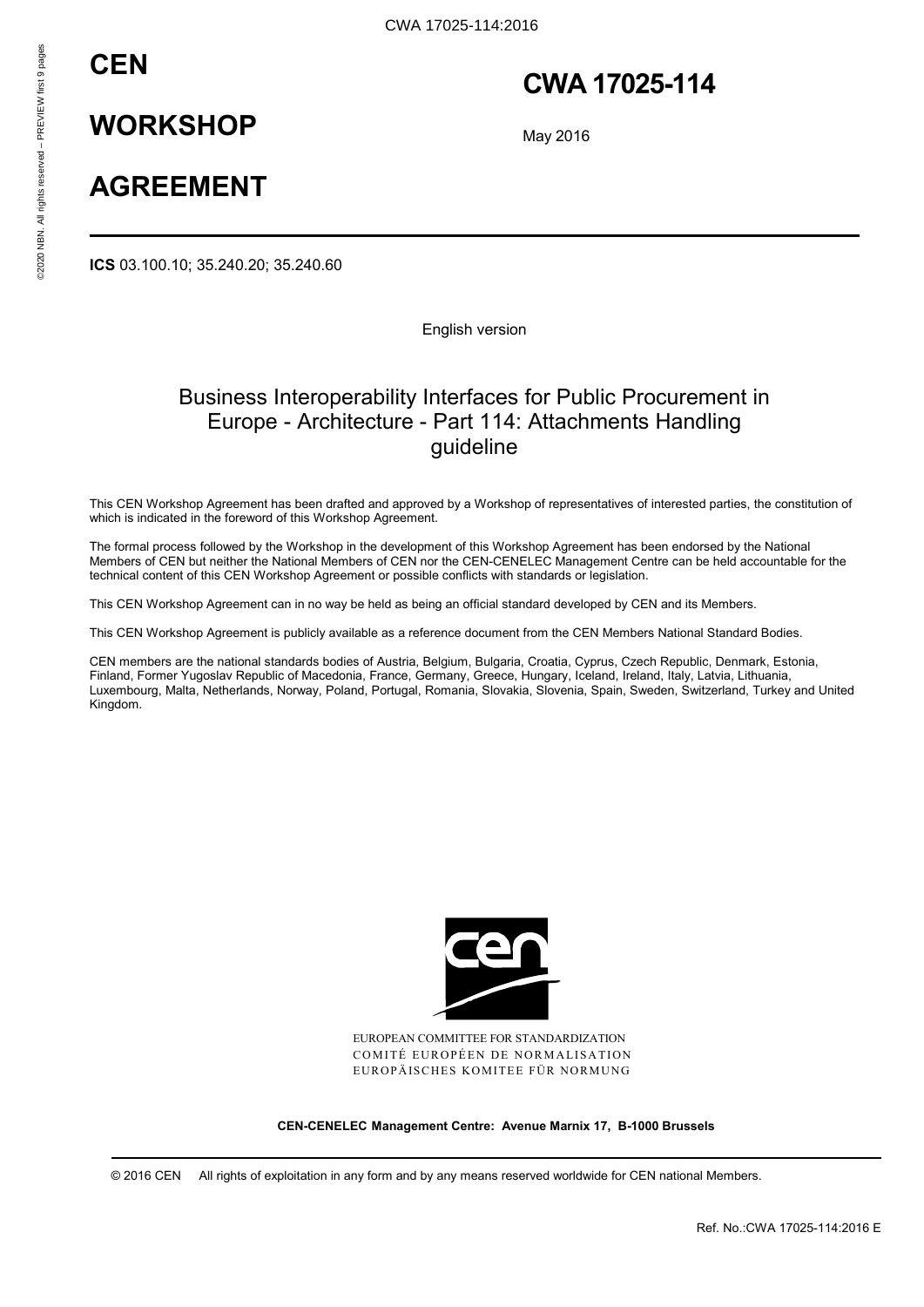# CEN

# WORKSHOP

# AGREEMENT

# CWA 17025-114

May 2016

**ICS** 03.100.10; 35.240.20; 35.240.60

English version

## Business Interoperability Interfaces for Public Procurement in Europe - Architecture - Part 114: Attachments Handling guideline

This CEN Workshop Agreement has been drafted and approved by a Workshop of representatives of interested parties, the constitution of which is indicated in the foreword of this Workshop Agreement.

The formal process followed by the Workshop in the development of this Workshop Agreement has been endorsed by the National Members of CEN but neither the National Members of CEN nor the CEN-CENELEC Management Centre can be held accountable for the technical content of this CEN Workshop Agreement or possible conflicts with standards or legislation.

This CEN Workshop Agreement can in no way be held as being an official standard developed by CEN and its Members.

This CEN Workshop Agreement is publicly available as a reference document from the CEN Members National Standard Bodies.

CEN members are the national standards bodies of Austria, Belgium, Bulgaria, Croatia, Cyprus, Czech Republic, Denmark, Estonia, Finland, Former Yugoslav Republic of Macedonia, France, Germany, Greece, Hungary, Iceland, Ireland, Italy, Latvia, Lithuania, Luxembourg, Malta, Netherlands, Norway, Poland, Portugal, Romania, Slovakia, Slovenia, Spain, Sweden, Switzerland, Turkey and United Kingdom.

EUROPEAN COMMITTEE FOR STANDARDIZATION
COMITÉ EUROPÉEN DE NORMALISATION
EUROPÄISCHES KOMITEE FÜR NORMUNG

**CEN-CENELEC Management Centre: Avenue Marnix 17, B-1000 Brussels**

© 2016 CEN All rights of exploitation in any form and by any means reserved worldwide for CEN national Members.

Ref. No.:CWA 17025-114:2016 E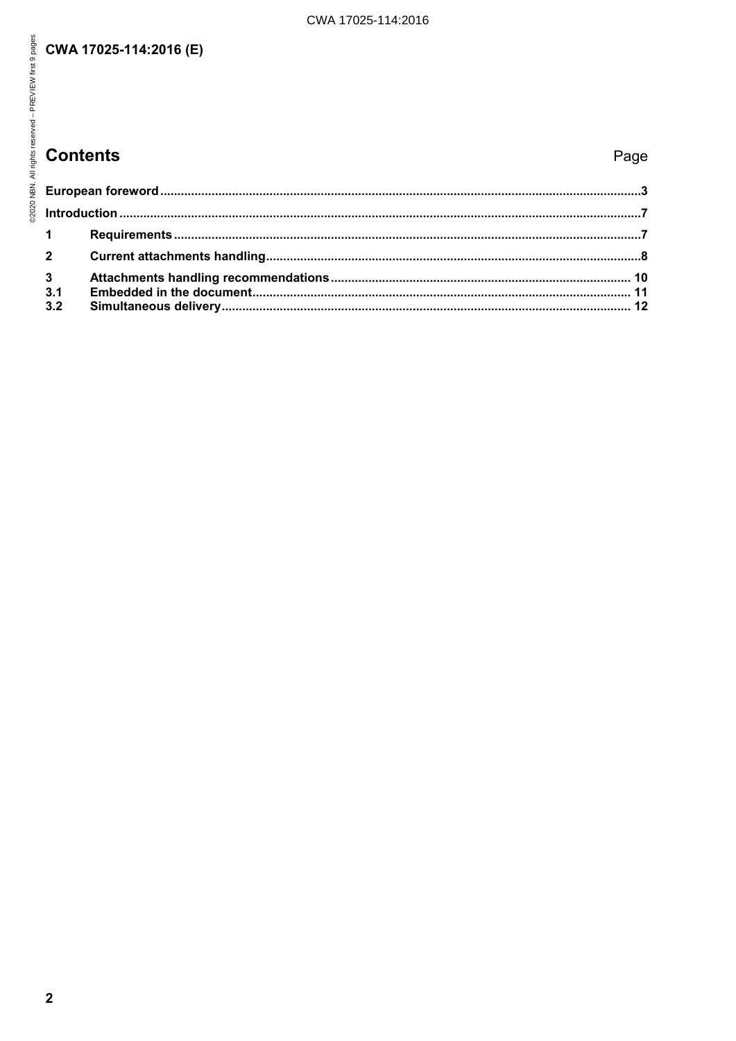## Contents

| | | Page |
|---|---|---|
| **European foreword** | | **3** |
| **Introduction** | | **7** |
| **1** | **Requirements** | **7** |
| **2** | **Current attachments handling** | **8** |
| **3** | **Attachments handling recommendations** | **10** |
| **3.1** | **Embedded in the document** | **11** |
| **3.2** | **Simultaneous delivery** | **12** |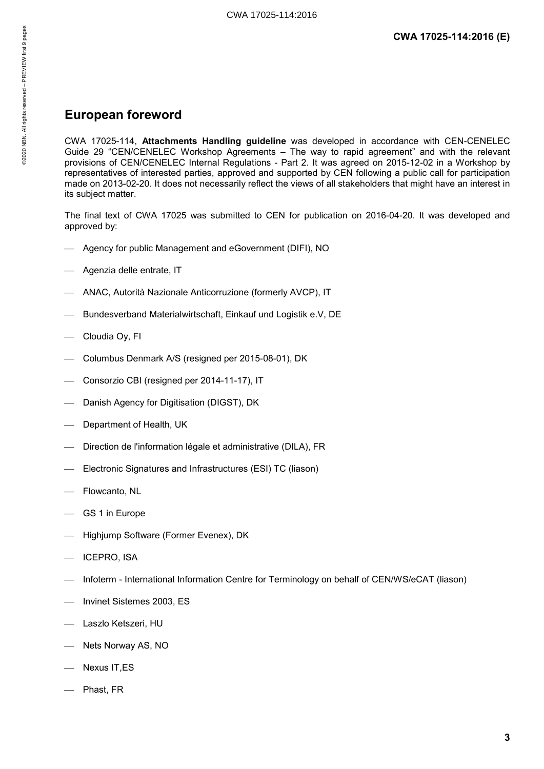# European foreword

CWA 17025-114, **Attachments Handling guideline** was developed in accordance with CEN-CENELEC Guide 29 "CEN/CENELEC Workshop Agreements – The way to rapid agreement" and with the relevant provisions of CEN/CENELEC Internal Regulations - Part 2. It was agreed on 2015-12-02 in a Workshop by representatives of interested parties, approved and supported by CEN following a public call for participation made on 2013-02-20. It does not necessarily reflect the views of all stakeholders that might have an interest in its subject matter.

The final text of CWA 17025 was submitted to CEN for publication on 2016-04-20. It was developed and approved by:

- Agency for public Management and eGovernment (DIFI), NO
- Agenzia delle entrate, IT
- ANAC, Autorità Nazionale Anticorruzione (formerly AVCP), IT
- Bundesverband Materialwirtschaft, Einkauf und Logistik e.V, DE
- Cloudia Oy, FI
- Columbus Denmark A/S (resigned per 2015-08-01), DK
- Consorzio CBI (resigned per 2014-11-17), IT
- Danish Agency for Digitisation (DIGST), DK
- Department of Health, UK
- Direction de l'information légale et administrative (DILA), FR
- Electronic Signatures and Infrastructures (ESI) TC (liason)
- Flowcanto, NL
- GS 1 in Europe
- Highjump Software (Former Evenex), DK
- ICEPRO, ISA
- Infoterm - International Information Centre for Terminology on behalf of CEN/WS/eCAT (liason)
- Invinet Sistemes 2003, ES
- Laszlo Ketszeri, HU
- Nets Norway AS, NO
- Nexus IT,ES
- Phast, FR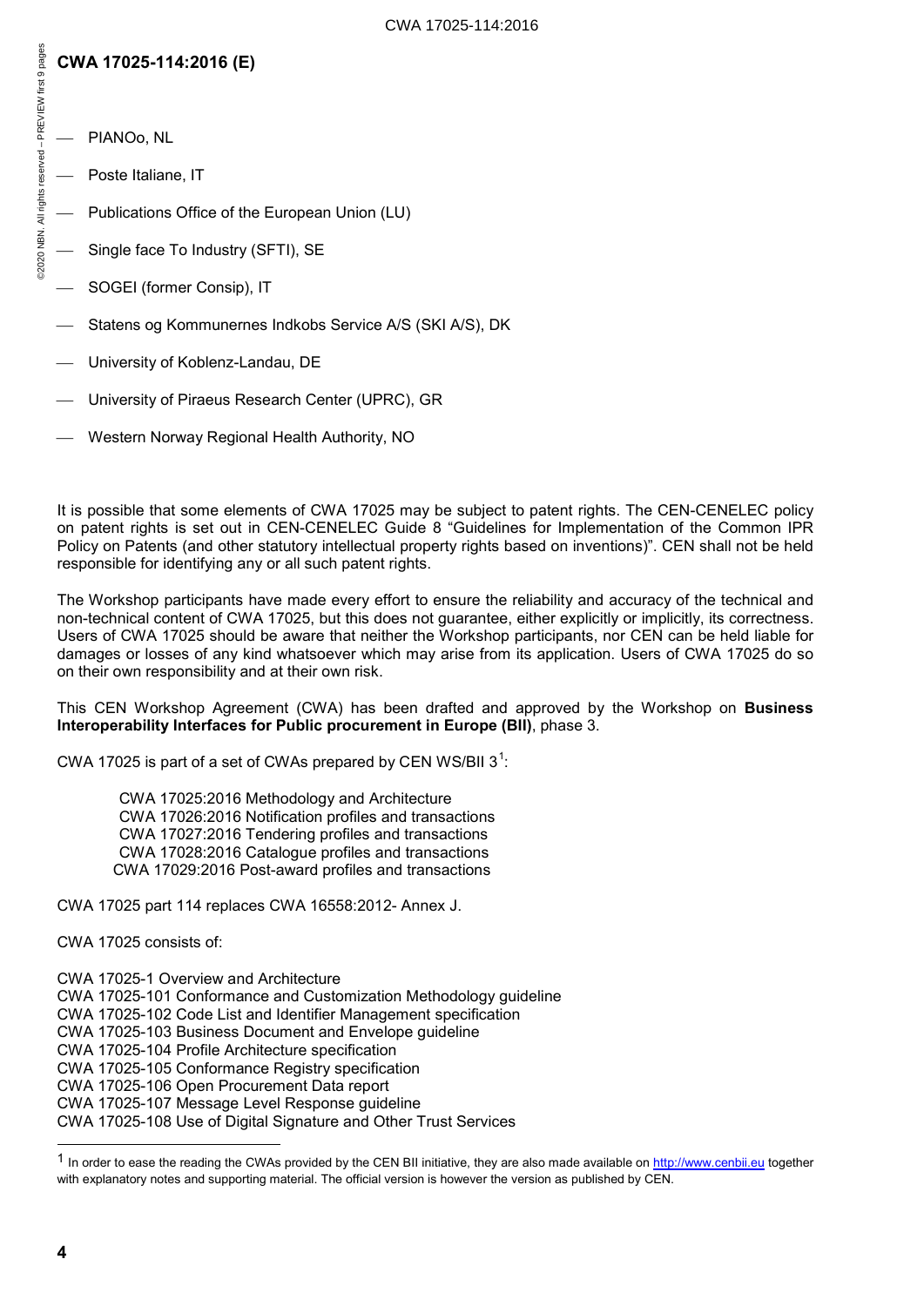- PIANOo, NL
- Poste Italiane, IT
- Publications Office of the European Union (LU)
- Single face To Industry (SFTI), SE
- SOGEI (former Consip), IT
- Statens og Kommunernes Indkobs Service A/S (SKI A/S), DK
- University of Koblenz-Landau, DE
- University of Piraeus Research Center (UPRC), GR
- Western Norway Regional Health Authority, NO

It is possible that some elements of CWA 17025 may be subject to patent rights. The CEN-CENELEC policy on patent rights is set out in CEN-CENELEC Guide 8 "Guidelines for Implementation of the Common IPR Policy on Patents (and other statutory intellectual property rights based on inventions)". CEN shall not be held responsible for identifying any or all such patent rights.

The Workshop participants have made every effort to ensure the reliability and accuracy of the technical and non-technical content of CWA 17025, but this does not guarantee, either explicitly or implicitly, its correctness. Users of CWA 17025 should be aware that neither the Workshop participants, nor CEN can be held liable for damages or losses of any kind whatsoever which may arise from its application. Users of CWA 17025 do so on their own responsibility and at their own risk.

This CEN Workshop Agreement (CWA) has been drafted and approved by the Workshop on **Business Interoperability Interfaces for Public procurement in Europe (BII)**, phase 3.

CWA 17025 is part of a set of CWAs prepared by CEN WS/BII 3[1]:

CWA 17025:2016 Methodology and Architecture
CWA 17026:2016 Notification profiles and transactions
CWA 17027:2016 Tendering profiles and transactions
CWA 17028:2016 Catalogue profiles and transactions
CWA 17029:2016 Post-award profiles and transactions

CWA 17025 part 114 replaces CWA 16558:2012- Annex J.

CWA 17025 consists of:

CWA 17025-1 Overview and Architecture
CWA 17025-101 Conformance and Customization Methodology guideline
CWA 17025-102 Code List and Identifier Management specification
CWA 17025-103 Business Document and Envelope guideline
CWA 17025-104 Profile Architecture specification
CWA 17025-105 Conformance Registry specification
CWA 17025-106 Open Procurement Data report
CWA 17025-107 Message Level Response guideline
CWA 17025-108 Use of Digital Signature and Other Trust Services

[1] In order to ease the reading the CWAs provided by the CEN BII initiative, they are also made available on http://www.cenbii.eu together with explanatory notes and supporting material. The official version is however the version as published by CEN.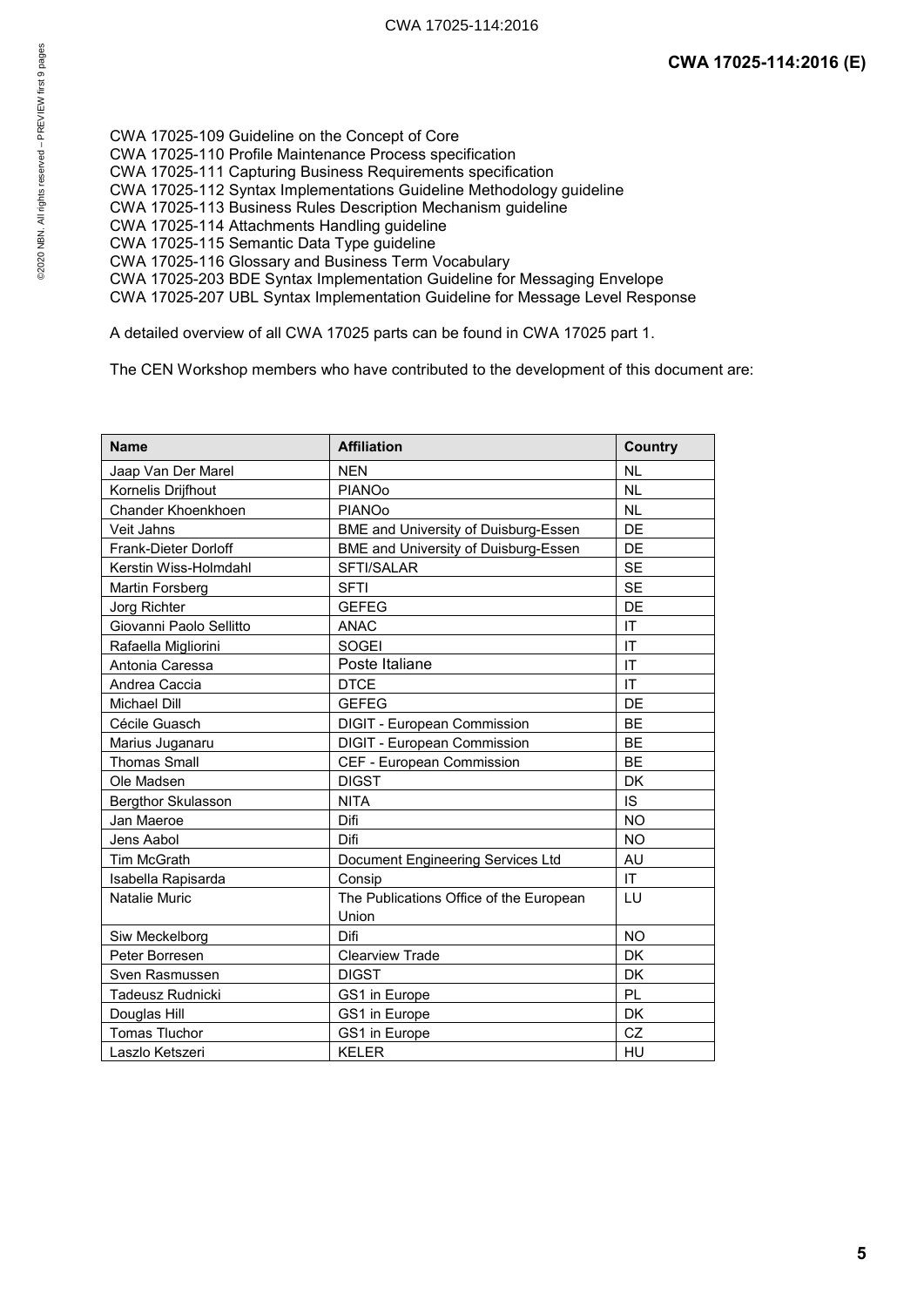CWA 17025-109 Guideline on the Concept of Core
CWA 17025-110 Profile Maintenance Process specification
CWA 17025-111 Capturing Business Requirements specification
CWA 17025-112 Syntax Implementations Guideline Methodology guideline
CWA 17025-113 Business Rules Description Mechanism guideline
CWA 17025-114 Attachments Handling guideline
CWA 17025-115 Semantic Data Type guideline
CWA 17025-116 Glossary and Business Term Vocabulary
CWA 17025-203 BDE Syntax Implementation Guideline for Messaging Envelope
CWA 17025-207 UBL Syntax Implementation Guideline for Message Level Response

A detailed overview of all CWA 17025 parts can be found in CWA 17025 part 1.

The CEN Workshop members who have contributed to the development of this document are:

| Name | Affiliation | Country |
|---|---|---|
| Jaap Van Der Marel | NEN | NL |
| Kornelis Drijfhout | PIANOo | NL |
| Chander Khoenkhoen | PIANOo | NL |
| Veit Jahns | BME and University of Duisburg-Essen | DE |
| Frank-Dieter Dorloff | BME and University of Duisburg-Essen | DE |
| Kerstin Wiss-Holmdahl | SFTI/SALAR | SE |
| Martin Forsberg | SFTI | SE |
| Jorg Richter | GEFEG | DE |
| Giovanni Paolo Sellitto | ANAC | IT |
| Rafaella Migliorini | SOGEI | IT |
| Antonia Caressa | Poste Italiane | IT |
| Andrea Caccia | DTCE | IT |
| Michael Dill | GEFEG | DE |
| Cécile Guasch | DIGIT - European Commission | BE |
| Marius Juganaru | DIGIT - European Commission | BE |
| Thomas Small | CEF - European Commission | BE |
| Ole Madsen | DIGST | DK |
| Bergthor Skulasson | NITA | IS |
| Jan Maeroe | Difi | NO |
| Jens Aabol | Difi | NO |
| Tim McGrath | Document Engineering Services Ltd | AU |
| Isabella Rapisarda | Consip | IT |
| Natalie Muric | The Publications Office of the European Union | LU |
| Siw Meckelborg | Difi | NO |
| Peter Borresen | Clearview Trade | DK |
| Sven Rasmussen | DIGST | DK |
| Tadeusz Rudnicki | GS1 in Europe | PL |
| Douglas Hill | GS1 in Europe | DK |
| Tomas Tluchor | GS1 in Europe | CZ |
| Laszlo Ketszeri | KELER | HU |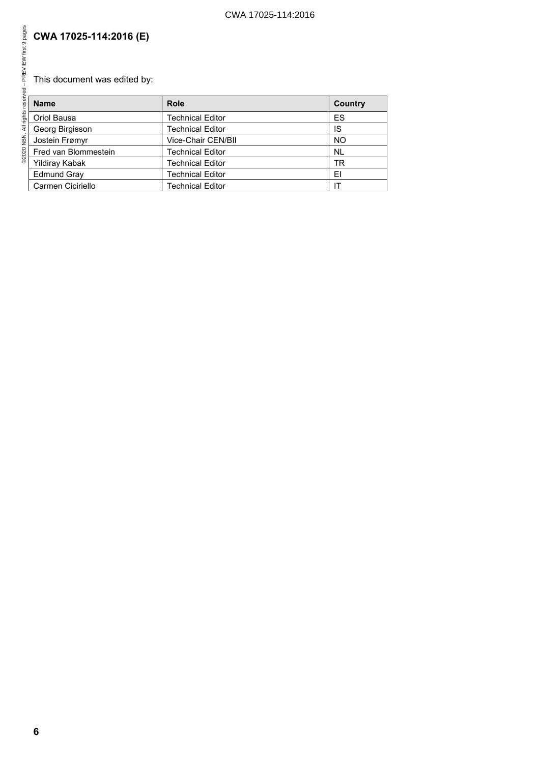# CWA 17025-114:2016 (E)

This document was edited by:

| Name | Role | Country |
|---|---|---|
| Oriol Bausa | Technical Editor | ES |
| Georg Birgisson | Technical Editor | IS |
| Jostein Frømyr | Vice-Chair CEN/BII | NO |
| Fred van Blommestein | Technical Editor | NL |
| Yildiray Kabak | Technical Editor | TR |
| Edmund Gray | Technical Editor | EI |
| Carmen Ciciriello | Technical Editor | IT |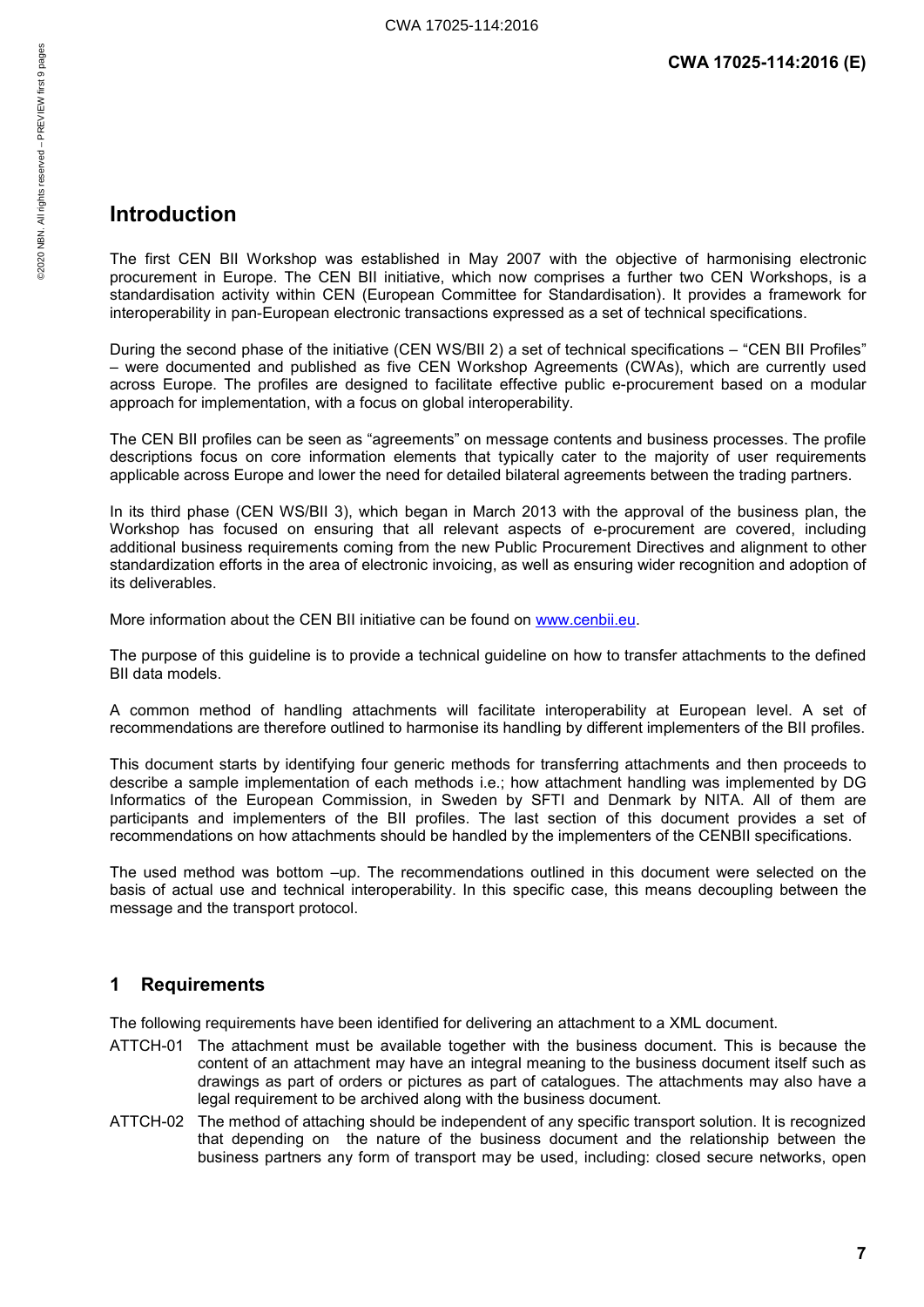## Introduction

The first CEN BII Workshop was established in May 2007 with the objective of harmonising electronic procurement in Europe. The CEN BII initiative, which now comprises a further two CEN Workshops, is a standardisation activity within CEN (European Committee for Standardisation). It provides a framework for interoperability in pan-European electronic transactions expressed as a set of technical specifications.

During the second phase of the initiative (CEN WS/BII 2) a set of technical specifications – "CEN BII Profiles" – were documented and published as five CEN Workshop Agreements (CWAs), which are currently used across Europe. The profiles are designed to facilitate effective public e-procurement based on a modular approach for implementation, with a focus on global interoperability.

The CEN BII profiles can be seen as "agreements" on message contents and business processes. The profile descriptions focus on core information elements that typically cater to the majority of user requirements applicable across Europe and lower the need for detailed bilateral agreements between the trading partners.

In its third phase (CEN WS/BII 3), which began in March 2013 with the approval of the business plan, the Workshop has focused on ensuring that all relevant aspects of e-procurement are covered, including additional business requirements coming from the new Public Procurement Directives and alignment to other standardization efforts in the area of electronic invoicing, as well as ensuring wider recognition and adoption of its deliverables.

More information about the CEN BII initiative can be found on www.cenbii.eu.

The purpose of this guideline is to provide a technical guideline on how to transfer attachments to the defined BII data models.

A common method of handling attachments will facilitate interoperability at European level. A set of recommendations are therefore outlined to harmonise its handling by different implementers of the BII profiles.

This document starts by identifying four generic methods for transferring attachments and then proceeds to describe a sample implementation of each methods i.e.; how attachment handling was implemented by DG Informatics of the European Commission, in Sweden by SFTI and Denmark by NITA. All of them are participants and implementers of the BII profiles. The last section of this document provides a set of recommendations on how attachments should be handled by the implementers of the CENBII specifications.

The used method was bottom –up. The recommendations outlined in this document were selected on the basis of actual use and technical interoperability. In this specific case, this means decoupling between the message and the transport protocol.

## 1 Requirements

The following requirements have been identified for delivering an attachment to a XML document.

ATTCH-01 The attachment must be available together with the business document. This is because the content of an attachment may have an integral meaning to the business document itself such as drawings as part of orders or pictures as part of catalogues. The attachments may also have a legal requirement to be archived along with the business document.

ATTCH-02 The method of attaching should be independent of any specific transport solution. It is recognized that depending on the nature of the business document and the relationship between the business partners any form of transport may be used, including: closed secure networks, open